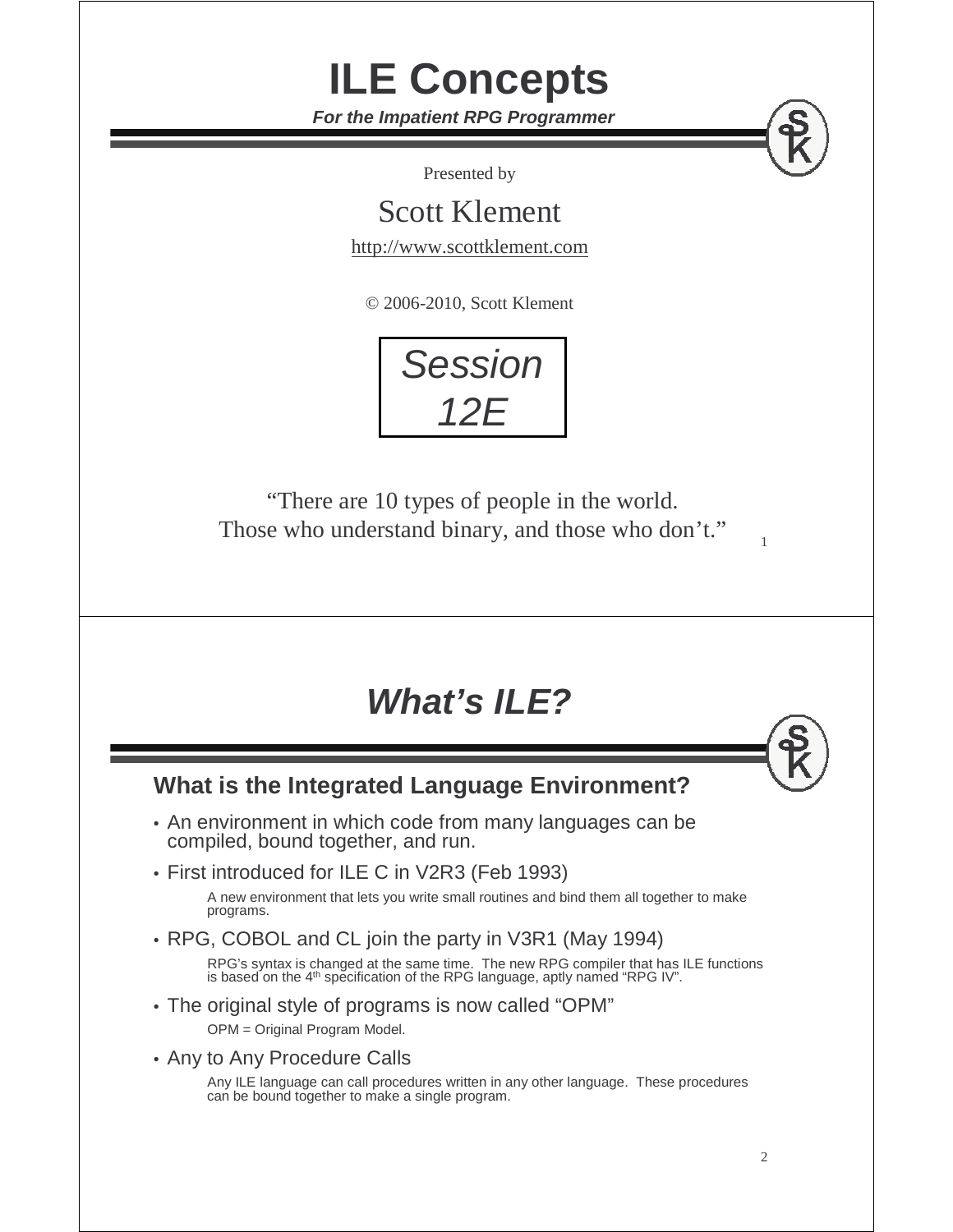# ILE Concepts

***For the Impatient RPG Programmer***

Presented by

Scott Klement

http://www.scottklement.com

© 2006-2010, Scott Klement

*Session 12E*

"There are 10 types of people in the world. Those who understand binary, and those who don't."

---

# *What's ILE?*

## What is the Integrated Language Environment?

- An environment in which code from many languages can be compiled, bound together, and run.
- First introduced for ILE C in V2R3 (Feb 1993)

  A new environment that lets you write small routines and bind them all together to make programs.

- RPG, COBOL and CL join the party in V3R1 (May 1994)

  RPG's syntax is changed at the same time. The new RPG compiler that has ILE functions is based on the 4th specification of the RPG language, aptly named "RPG IV".

- The original style of programs is now called "OPM"

  OPM = Original Program Model.

- Any to Any Procedure Calls

  Any ILE language can call procedures written in any other language. These procedures can be bound together to make a single program.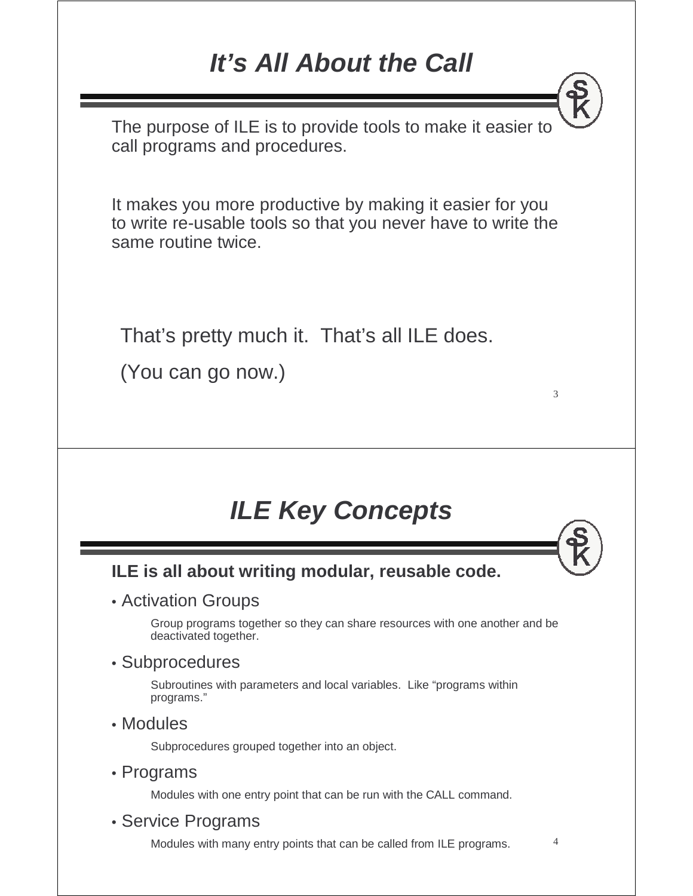# It's All About the Call

The purpose of ILE is to provide tools to make it easier to call programs and procedures.

It makes you more productive by making it easier for you to write re-usable tools so that you never have to write the same routine twice.

That's pretty much it. That's all ILE does.

(You can go now.)

# ILE Key Concepts

**ILE is all about writing modular, reusable code.**

- Activation Groups

  Group programs together so they can share resources with one another and be deactivated together.

- Subprocedures

  Subroutines with parameters and local variables. Like "programs within programs."

- Modules

  Subprocedures grouped together into an object.

- Programs

  Modules with one entry point that can be run with the CALL command.

- Service Programs

  Modules with many entry points that can be called from ILE programs.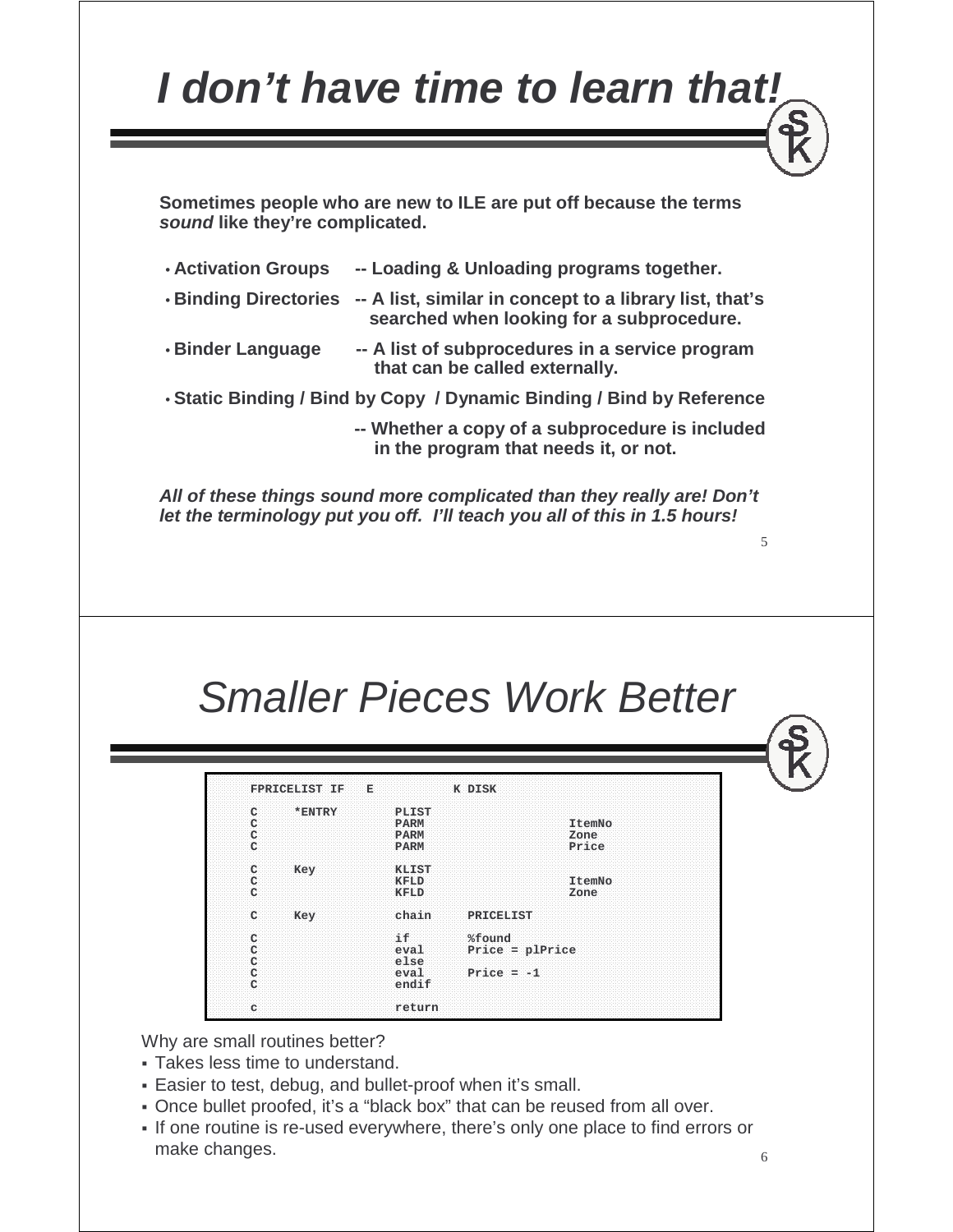# *I don't have time to learn that!*

**Sometimes people who are new to ILE are put off because the terms *sound* like they're complicated.**

- **Activation Groups -- Loading & Unloading programs together.**
- **Binding Directories -- A list, similar in concept to a library list, that's searched when looking for a subprocedure.**
- **Binder Language -- A list of subprocedures in a service program that can be called externally.**
- **Static Binding / Bind by Copy / Dynamic Binding / Bind by Reference**

  **-- Whether a copy of a subprocedure is included in the program that needs it, or not.**

***All of these things sound more complicated than they really are! Don't let the terminology put you off. I'll teach you all of this in 1.5 hours!***

# *Smaller Pieces Work Better*

```
FPRICELIST IF   E           K DISK

C     *ENTRY        PLIST
C                   PARM                    ItemNo
C                   PARM                    Zone
C                   PARM                    Price

C     Key           KLIST
C                   KFLD                    ItemNo
C                   KFLD                    Zone

C     Key           chain     PRICELIST

C                   if        %found
C                   eval      Price = plPrice
C                   else
C                   eval      Price = -1
C                   endif

c                   return
```

Why are small routines better?

- Takes less time to understand.
- Easier to test, debug, and bullet-proof when it's small.
- Once bullet proofed, it's a "black box" that can be reused from all over.
- If one routine is re-used everywhere, there's only one place to find errors or make changes.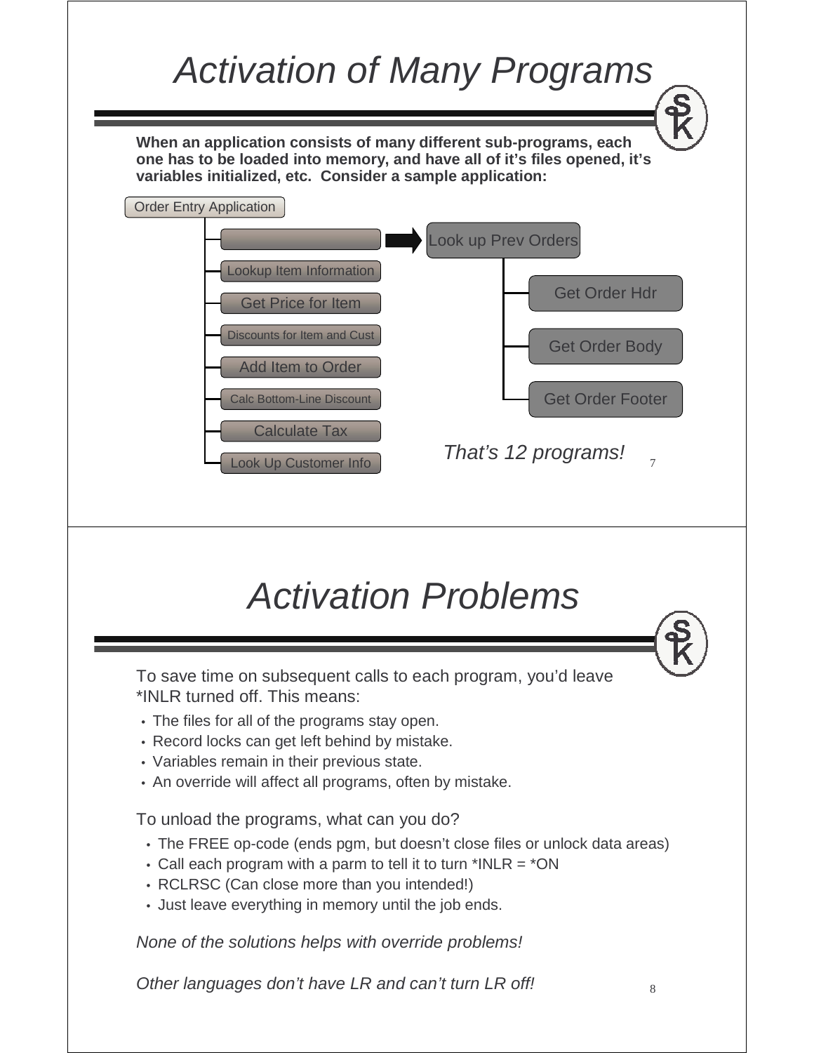# Activation of Many Programs

**When an application consists of many different sub-programs, each one has to be loaded into memory, and have all of it's files opened, it's variables initialized, etc. Consider a sample application:**

- Order Entry Application
  - (blank)
    - Look up Prev Orders
      - Get Order Hdr
      - Get Order Body
      - Get Order Footer
  - Lookup Item Information
  - Get Price for Item
  - Discounts for Item and Cust
  - Add Item to Order
  - Calc Bottom-Line Discount
  - Calculate Tax
  - Look Up Customer Info

*That's 12 programs!*

# Activation Problems

To save time on subsequent calls to each program, you'd leave *INLR turned off. This means:

- The files for all of the programs stay open.
- Record locks can get left behind by mistake.
- Variables remain in their previous state.
- An override will affect all programs, often by mistake.

To unload the programs, what can you do?

- The FREE op-code (ends pgm, but doesn't close files or unlock data areas)
- Call each program with a parm to tell it to turn *INLR = *ON
- RCLRSC (Can close more than you intended!)
- Just leave everything in memory until the job ends.

*None of the solutions helps with override problems!*

*Other languages don't have LR and can't turn LR off!*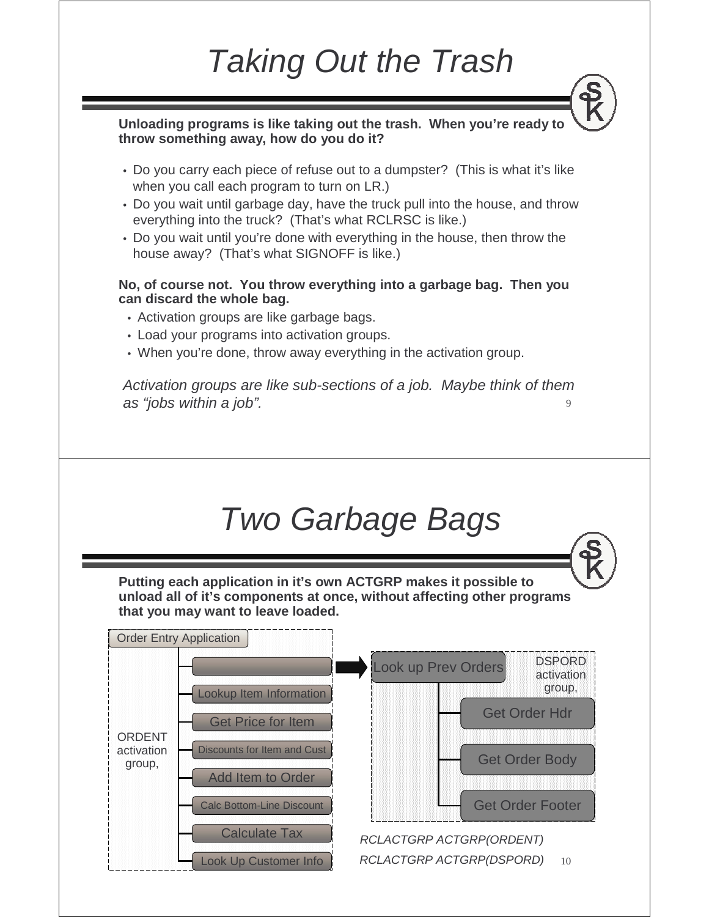# Taking Out the Trash

**Unloading programs is like taking out the trash. When you're ready to throw something away, how do you do it?**

- Do you carry each piece of refuse out to a dumpster? (This is what it's like when you call each program to turn on LR.)
- Do you wait until garbage day, have the truck pull into the house, and throw everything into the truck? (That's what RCLRSC is like.)
- Do you wait until you're done with everything in the house, then throw the house away? (That's what SIGNOFF is like.)

**No, of course not. You throw everything into a garbage bag. Then you can discard the whole bag.**

- Activation groups are like garbage bags.
- Load your programs into activation groups.
- When you're done, throw away everything in the activation group.

*Activation groups are like sub-sections of a job. Maybe think of them as "jobs within a job".*

# Two Garbage Bags

**Putting each application in it's own ACTGRP makes it possible to unload all of it's components at once, without affecting other programs that you may want to leave loaded.**

Order Entry Application (ORDENT activation group,):
- Lookup Item Information
- Get Price for Item
- Discounts for Item and Cust
- Add Item to Order
- Calc Bottom-Line Discount
- Calculate Tax
- Look Up Customer Info

Look up Prev Orders (DSPORD activation group,):
- Get Order Hdr
- Get Order Body
- Get Order Footer

*RCLACTGRP ACTGRP(ORDENT)*

*RCLACTGRP ACTGRP(DSPORD)*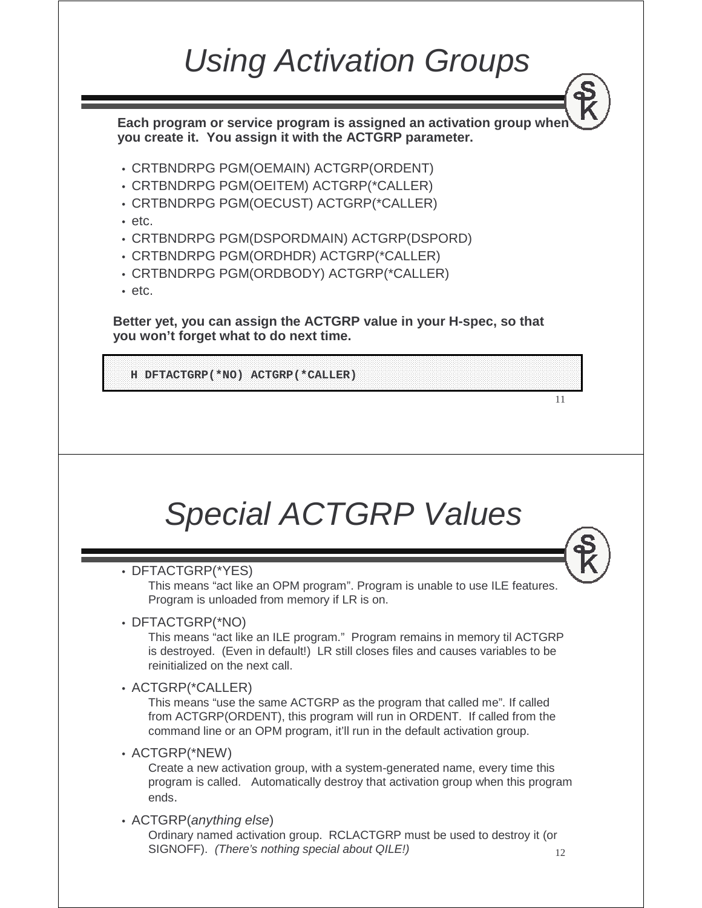# Using Activation Groups

**Each program or service program is assigned an activation group when you create it. You assign it with the ACTGRP parameter.**

- CRTBNDRPG PGM(OEMAIN) ACTGRP(ORDENT)
- CRTBNDRPG PGM(OEITEM) ACTGRP(*CALLER)
- CRTBNDRPG PGM(OECUST) ACTGRP(*CALLER)
- etc.
- CRTBNDRPG PGM(DSPORDMAIN) ACTGRP(DSPORD)
- CRTBNDRPG PGM(ORDHDR) ACTGRP(*CALLER)
- CRTBNDRPG PGM(ORDBODY) ACTGRP(*CALLER)
- etc.

**Better yet, you can assign the ACTGRP value in your H-spec, so that you won't forget what to do next time.**

```
H DFTACTGRP(*NO) ACTGRP(*CALLER)
```

# Special ACTGRP Values

- DFTACTGRP(*YES)

  This means "act like an OPM program". Program is unable to use ILE features. Program is unloaded from memory if LR is on.

- DFTACTGRP(*NO)

  This means "act like an ILE program." Program remains in memory til ACTGRP is destroyed. (Even in default!) LR still closes files and causes variables to be reinitialized on the next call.

- ACTGRP(*CALLER)

  This means "use the same ACTGRP as the program that called me". If called from ACTGRP(ORDENT), this program will run in ORDENT. If called from the command line or an OPM program, it'll run in the default activation group.

- ACTGRP(*NEW)

  Create a new activation group, with a system-generated name, every time this program is called. Automatically destroy that activation group when this program ends.

- ACTGRP(*anything else*)

  Ordinary named activation group. RCLACTGRP must be used to destroy it (or SIGNOFF). *(There's nothing special about QILE!)*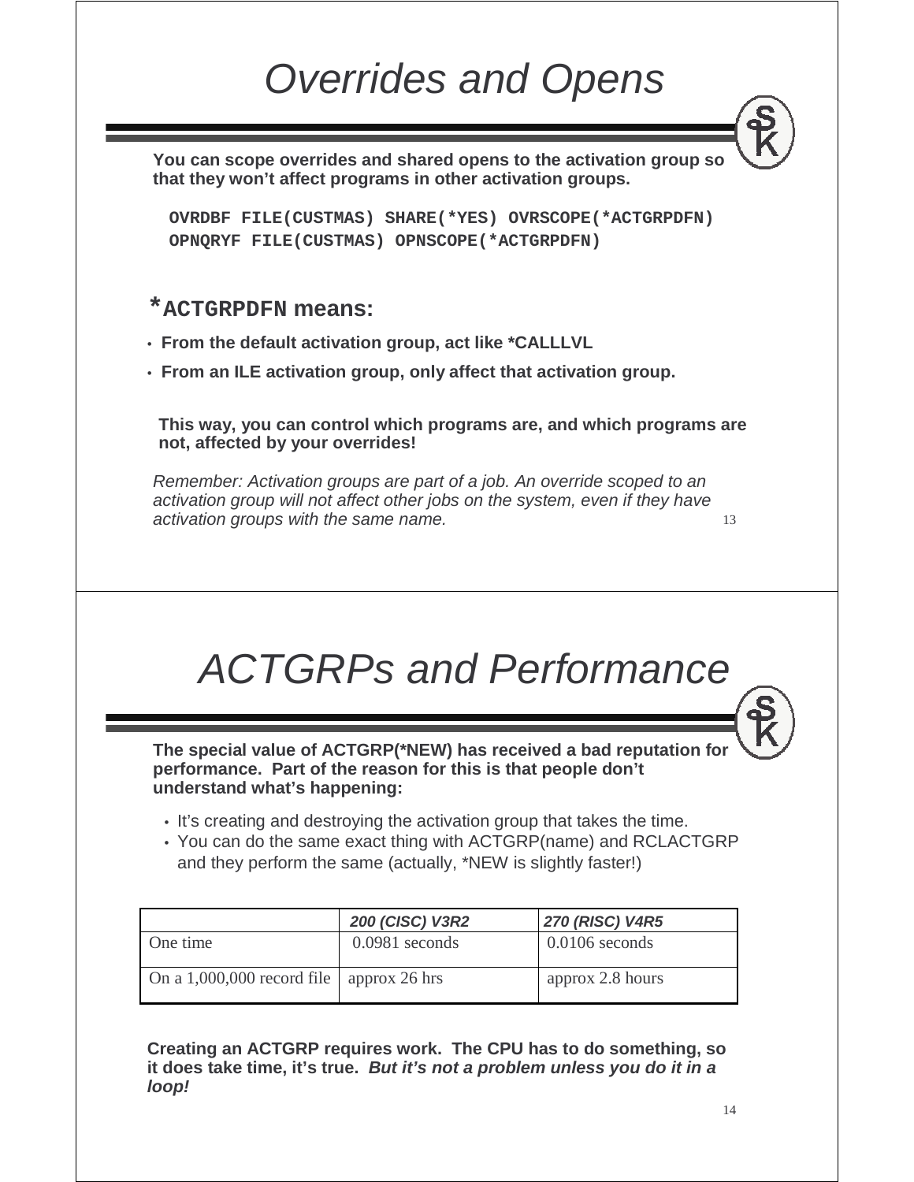# Overrides and Opens

**You can scope overrides and shared opens to the activation group so that they won't affect programs in other activation groups.**

```
OVRDBF FILE(CUSTMAS) SHARE(*YES) OVRSCOPE(*ACTGRPDFN)
OPNQRYF FILE(CUSTMAS) OPNSCOPE(*ACTGRPDFN)
```

## *ACTGRPDFN means:

- **From the default activation group, act like *CALLLVL**
- **From an ILE activation group, only affect that activation group.**

**This way, you can control which programs are, and which programs are not, affected by your overrides!**

*Remember: Activation groups are part of a job. An override scoped to an activation group will not affect other jobs on the system, even if they have activation groups with the same name.*

# ACTGRPs and Performance

**The special value of ACTGRP(*NEW) has received a bad reputation for performance. Part of the reason for this is that people don't understand what's happening:**

- It's creating and destroying the activation group that takes the time.
- You can do the same exact thing with ACTGRP(name) and RCLACTGRP and they perform the same (actually, *NEW is slightly faster!)

| | ***200 (CISC) V3R2*** | ***270 (RISC) V4R5*** |
|---|---|---|
| One time | 0.0981 seconds | 0.0106 seconds |
| On a 1,000,000 record file | approx 26 hrs | approx 2.8 hours |

**Creating an ACTGRP requires work. The CPU has to do something, so it does take time, it's true. *But it's not a problem unless you do it in a loop!***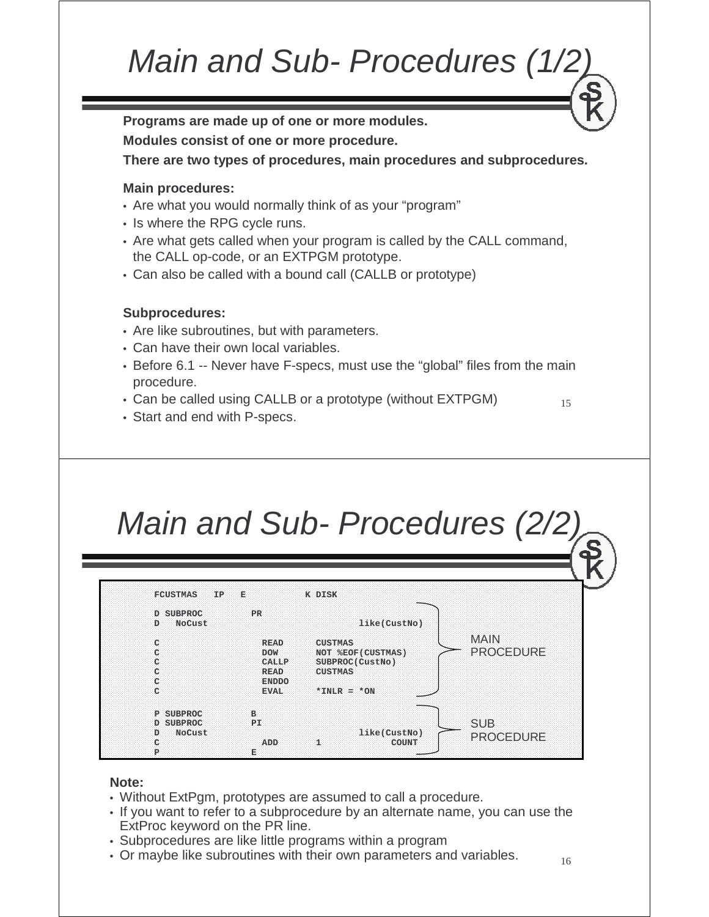# Main and Sub- Procedures (1/2)

**Programs are made up of one or more modules.**

**Modules consist of one or more procedure.**

**There are two types of procedures, main procedures and subprocedures.**

**Main procedures:**

- Are what you would normally think of as your "program"
- Is where the RPG cycle runs.
- Are what gets called when your program is called by the CALL command, the CALL op-code, or an EXTPGM prototype.
- Can also be called with a bound call (CALLB or prototype)

**Subprocedures:**

- Are like subroutines, but with parameters.
- Can have their own local variables.
- Before 6.1 -- Never have F-specs, must use the "global" files from the main procedure.
- Can be called using CALLB or a prototype (without EXTPGM)
- Start and end with P-specs.

# Main and Sub- Procedures (2/2)

```
FCUSTMAS   IP   E           K DISK

D SUBPROC         PR
D   NoCust                           like(CustNo)

C                   READ      CUSTMAS
C                   DOW       NOT %EOF(CUSTMAS)
C                   CALLP     SUBPROC(CustNo)
C                   READ      CUSTMAS
C                   ENDDO
C                   EVAL      *INLR = *ON

P SUBPROC         B
D SUBPROC         PI
D   NoCust                           like(CustNo)
C                   ADD       1             COUNT
P                 E
```

(Lines from FCUSTMAS through EVAL *INLR = *ON: MAIN PROCEDURE; lines from P SUBPROC B through P E: SUB PROCEDURE)

**Note:**

- Without ExtPgm, prototypes are assumed to call a procedure.
- If you want to refer to a subprocedure by an alternate name, you can use the ExtProc keyword on the PR line.
- Subprocedures are like little programs within a program
- Or maybe like subroutines with their own parameters and variables.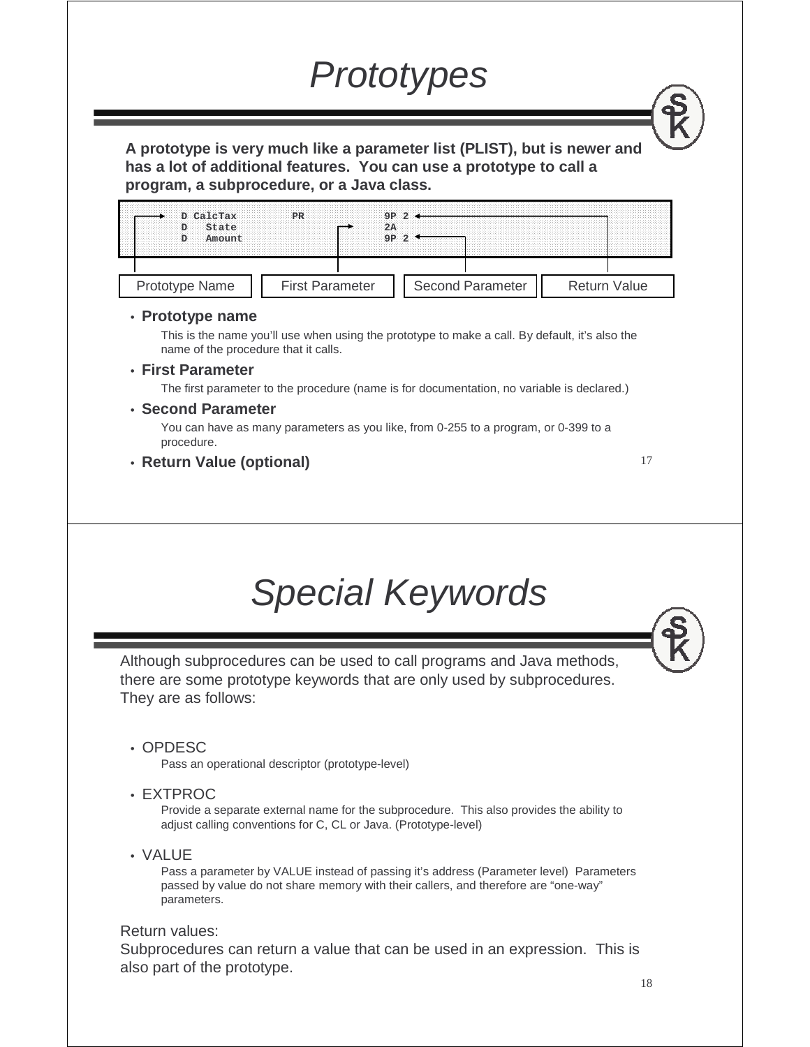# Prototypes

**A prototype is very much like a parameter list (PLIST), but is newer and has a lot of additional features. You can use a prototype to call a program, a subprocedure, or a Java class.**

```
D CalcTax         PR             9P 2
D   State                        2A
D   Amount                       9P 2
```

Prototype Name | First Parameter | Second Parameter | Return Value

- **Prototype name**

  This is the name you'll use when using the prototype to make a call. By default, it's also the name of the procedure that it calls.

- **First Parameter**

  The first parameter to the procedure (name is for documentation, no variable is declared.)

- **Second Parameter**

  You can have as many parameters as you like, from 0-255 to a program, or 0-399 to a procedure.

- **Return Value (optional)**

# Special Keywords

Although subprocedures can be used to call programs and Java methods, there are some prototype keywords that are only used by subprocedures. They are as follows:

- OPDESC

  Pass an operational descriptor (prototype-level)

- EXTPROC

  Provide a separate external name for the subprocedure. This also provides the ability to adjust calling conventions for C, CL or Java. (Prototype-level)

- VALUE

  Pass a parameter by VALUE instead of passing it's address (Parameter level) Parameters passed by value do not share memory with their callers, and therefore are "one-way" parameters.

Return values:

Subprocedures can return a value that can be used in an expression. This is also part of the prototype.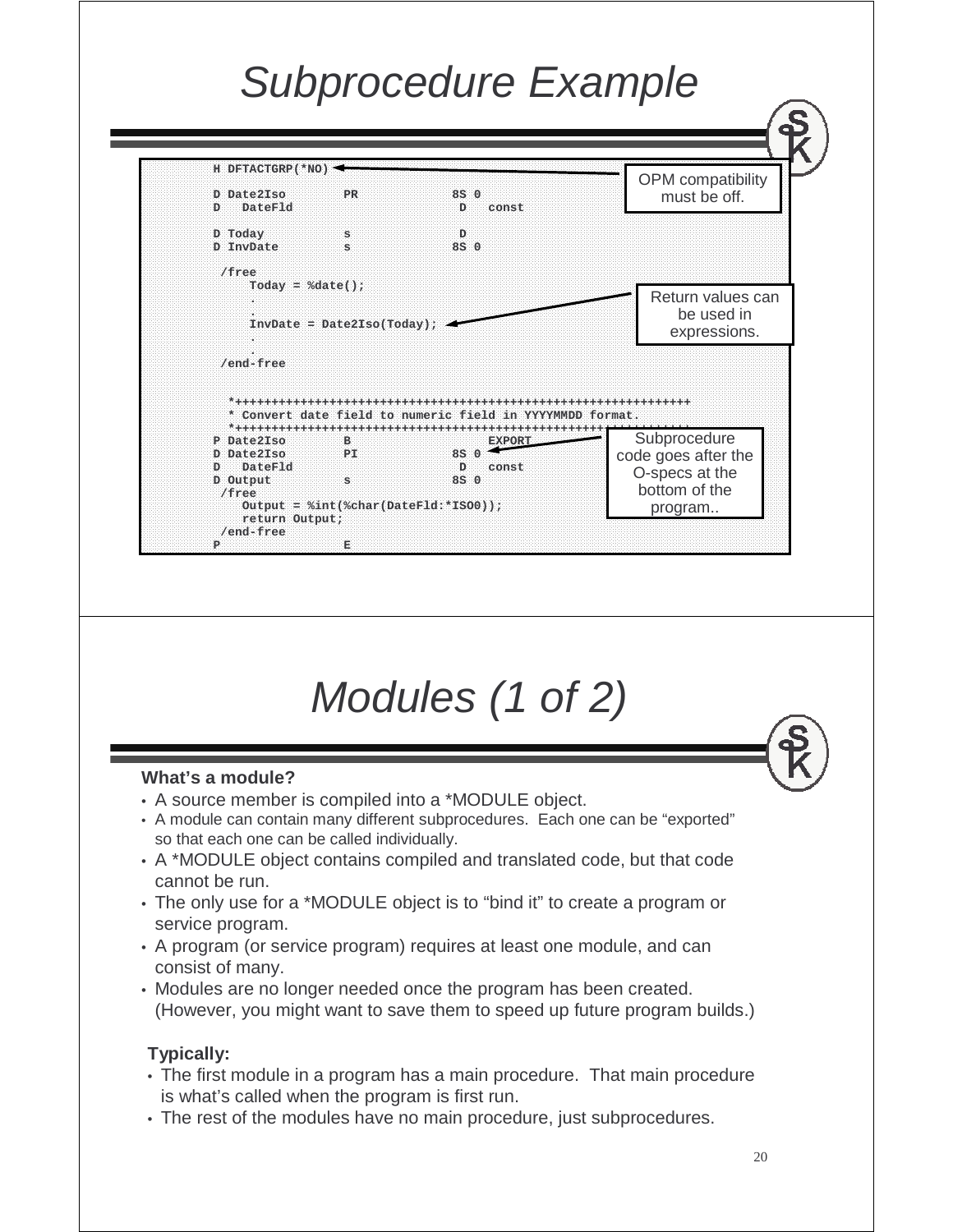# Subprocedure Example

```
H DFTACTGRP(*NO)

D Date2Iso        PR             8S 0
D   DateFld                       D   const

D Today           s               D
D InvDate         s              8S 0

 /free
     Today = %date();
     .
     .
     InvDate = Date2Iso(Today);
     .
     .
 /end-free


  *+++++++++++++++++++++++++++++++++++++++++++++++++++++++++++++++++++
  * Convert date field to numeric field in YYYYMMDD format.
  *+++++++++++++++++++++++++++++++++++++++++++++++++++++++++++++++++++
P Date2Iso        B                   EXPORT
D Date2Iso        PI             8S 0
D   DateFld                       D   const
D Output          s              8S 0
 /free
     Output = %int(%char(DateFld:*ISO0));
     return Output;
 /end-free
P                 E
```

OPM compatibility must be off.

Return values can be used in expressions.

Subprocedure code goes after the O-specs at the bottom of the program..

# Modules (1 of 2)

**What's a module?**

- A source member is compiled into a *MODULE object.
- A module can contain many different subprocedures. Each one can be "exported" so that each one can be called individually.
- A *MODULE object contains compiled and translated code, but that code cannot be run.
- The only use for a *MODULE object is to "bind it" to create a program or service program.
- A program (or service program) requires at least one module, and can consist of many.
- Modules are no longer needed once the program has been created. (However, you might want to save them to speed up future program builds.)

**Typically:**

- The first module in a program has a main procedure. That main procedure is what's called when the program is first run.
- The rest of the modules have no main procedure, just subprocedures.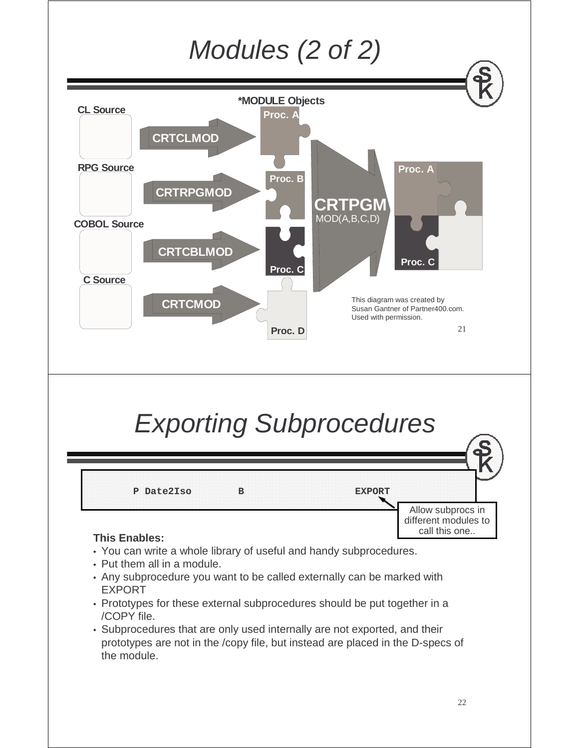# Modules (2 of 2)

*MODULE Objects

CL Source → CRTCLMOD → Proc. A

RPG Source → CRTRPGMOD → Proc. B

COBOL Source → CRTCBLMOD → Proc. C

C Source → CRTCMOD → Proc. D

CRTPGM MOD(A,B,C,D) → Proc. A, Proc. C

This diagram was created by Susan Gantner of Partner400.com. Used with permission.

# Exporting Subprocedures

```
P Date2Iso        B                        EXPORT
```

Allow subprocs in different modules to call this one..

**This Enables:**

- You can write a whole library of useful and handy subprocedures.
- Put them all in a module.
- Any subprocedure you want to be called externally can be marked with EXPORT
- Prototypes for these external subprocedures should be put together in a /COPY file.
- Subprocedures that are only used internally are not exported, and their prototypes are not in the /copy file, but instead are placed in the D-specs of the module.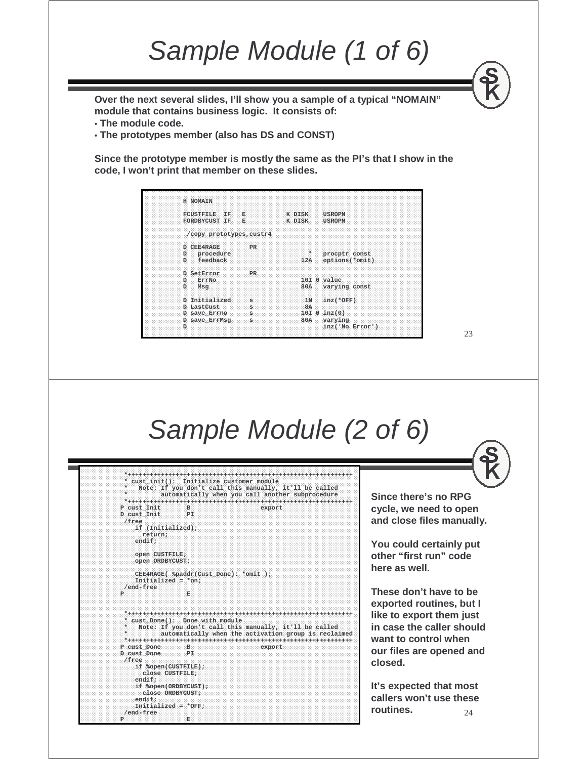# Sample Module (1 of 6)

**Over the next several slides, I'll show you a sample of a typical "NOMAIN" module that contains business logic. It consists of:**

- **The module code.**
- **The prototypes member (also has DS and CONST)**

**Since the prototype member is mostly the same as the PI's that I show in the code, I won't print that member on these slides.**

```
H NOMAIN

FCUSTFILE  IF   E           K DISK    USROPN
FORDBYCUST IF   E           K DISK    USROPN

 /copy prototypes,custr4

D CEE4RAGE        PR
D   procedure                     *   procptr const
D   feedback                    12A   options(*omit)

D SetError        PR
D   ErrNo                       10I 0 value
D   Msg                         80A   varying const

D Initialized     s              1N   inz(*OFF)
D LastCust        s              8A
D save_Errno      s             10I 0 inz(0)
D save_ErrMsg     s             80A   varying
D                                     inz('No Error')
```

# Sample Module (2 of 6)

```
 *++++++++++++++++++++++++++++++++++++++++++++++++++++++++++++++++
 * cust_init():  Initialize customer module
 *   Note: If you don't call this manually, it'll be called
 *         automatically when you call another subprocedure
 *++++++++++++++++++++++++++++++++++++++++++++++++++++++++++++++++
P cust_Init       B                   export
D cust_Init       PI
 /free
    if (Initialized);
      return;
    endif;

    open CUSTFILE;
    open ORDBYCUST;

    CEE4RAGE( %paddr(Cust_Done): *omit );
    Initialized = *on;
 /end-free
P                 E


 *++++++++++++++++++++++++++++++++++++++++++++++++++++++++++++++++
 * cust_Done():  Done with module
 *   Note: If you don't call this manually, it'll be called
 *         automatically when the activation group is reclaimed
 *++++++++++++++++++++++++++++++++++++++++++++++++++++++++++++++++
P cust_Done       B                   export
D cust_Done       PI
 /free
    if %open(CUSTFILE);
      close CUSTFILE;
    endif;
    if %open(ORDBYCUST);
      close ORDBYCUST;
    endif;
    Initialized = *OFF;
 /end-free
P                 E
```

**Since there's no RPG cycle, we need to open and close files manually.**

**You could certainly put other "first run" code here as well.**

**These don't have to be exported routines, but I like to export them just in case the caller should want to control when our files are opened and closed.**

**It's expected that most callers won't use these routines.**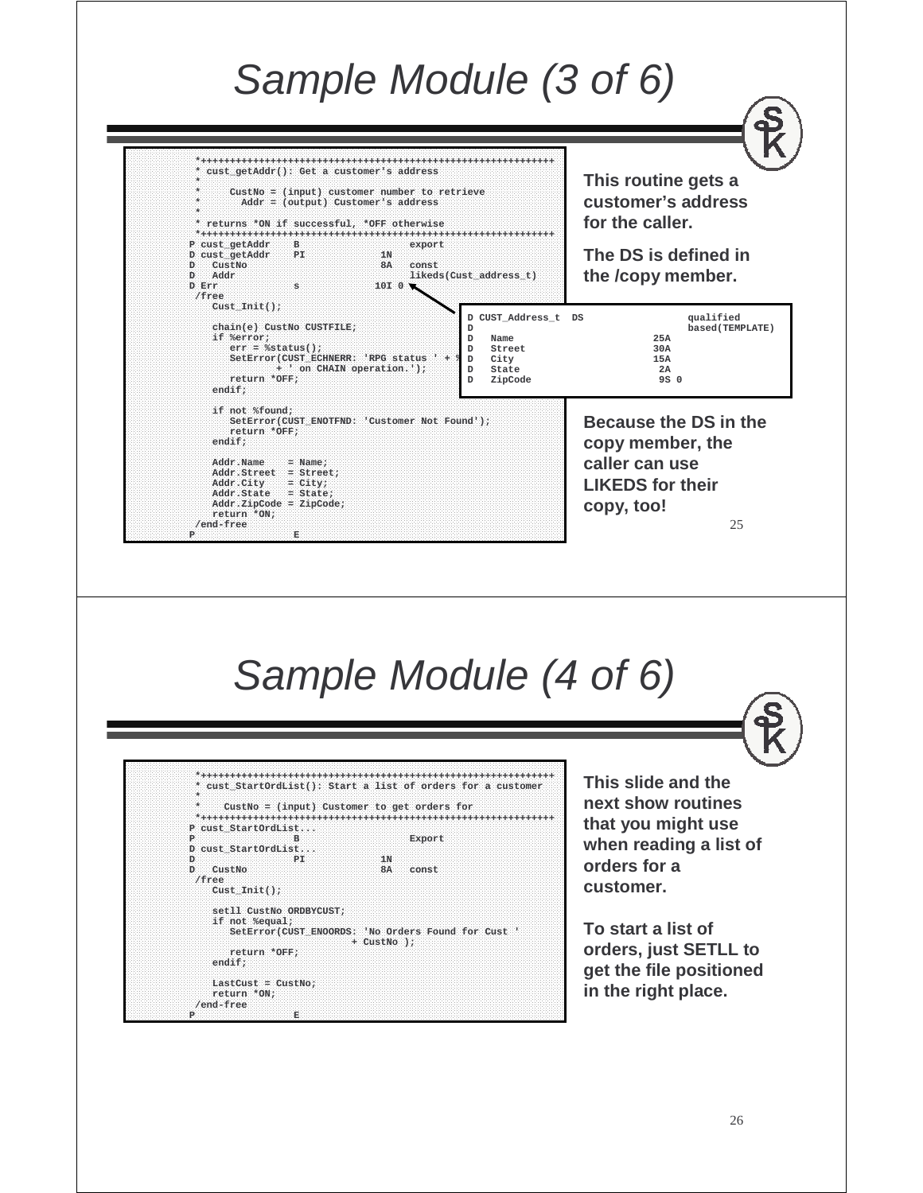# Sample Module (3 of 6)

```
*++++++++++++++++++++++++++++++++++++++++++++++++++++++++++++++++
 * cust_getAddr(): Get a customer's address
 *
 *      CustNo = (input) customer number to retrieve
 *        Addr = (output) Customer's address
 *
 * returns *ON if successful, *OFF otherwise
 *++++++++++++++++++++++++++++++++++++++++++++++++++++++++++++++++
P cust_getAddr    B                   export
D cust_getAddr    PI             1N
D   CustNo                       8A   const
D   Addr                              likeds(Cust_address_t)
D Err             s             10I 0
 /free
    Cust_Init();

    chain(e) CustNo CUSTFILE;
    if %error;
       err = %status();
       SetError(CUST_ECHNERR: 'RPG status ' + %
               + ' on CHAIN operation.');
       return *OFF;
    endif;

    if not %found;
       SetError(CUST_ENOTFND: 'Customer Not Found');
       return *OFF;
    endif;

    Addr.Name    = Name;
    Addr.Street  = Street;
    Addr.City    = City;
    Addr.State   = State;
    Addr.ZipCode = ZipCode;
    return *ON;
 /end-free
P                 E
```

```
D CUST_Address_t  DS                  qualified
D                                     based(TEMPLATE)
D   Name                        25A
D   Street                      30A
D   City                        15A
D   State                        2A
D   ZipCode                      9S 0
```

**This routine gets a customer's address for the caller.**

**The DS is defined in the /copy member.**

**Because the DS in the copy member, the caller can use LIKEDS for their copy, too!**

# Sample Module (4 of 6)

```
*++++++++++++++++++++++++++++++++++++++++++++++++++++++++++++++++
 * cust_StartOrdList(): Start a list of orders for a customer
 *
 *    CustNo = (input) Customer to get orders for
 *++++++++++++++++++++++++++++++++++++++++++++++++++++++++++++++++
P cust_StartOrdList...
P                 B                   Export
D cust_StartOrdList...
D                 PI             1N
D   CustNo                       8A   const
 /free
    Cust_Init();

    setll CustNo ORDBYCUST;
    if not %equal;
       SetError(CUST_ENOORDS: 'No Orders Found for Cust '
                            + CustNo );
       return *OFF;
    endif;

    LastCust = CustNo;
    return *ON;
 /end-free
P                 E
```

**This slide and the next show routines that you might use when reading a list of orders for a customer.**

**To start a list of orders, just SETLL to get the file positioned in the right place.**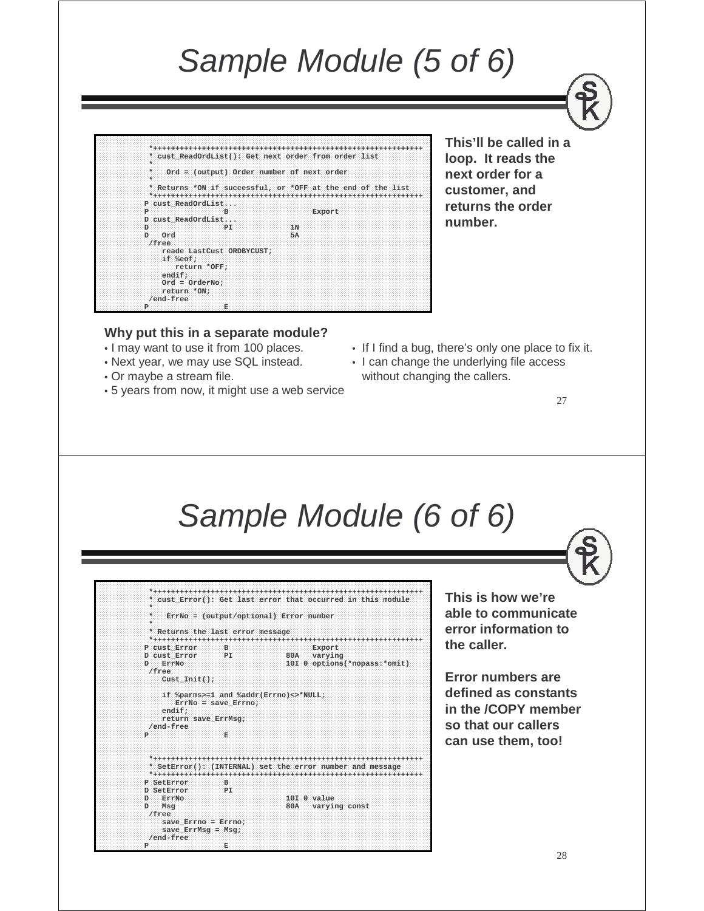# Sample Module (5 of 6)

```
     *++++++++++++++++++++++++++++++++++++++++++++++++++++++++++++++
     * cust_ReadOrdList(): Get next order from order list
     *
     *   Ord = (output) Order number of next order
     *
     * Returns *ON if successful, or *OFF at the end of the list
     *++++++++++++++++++++++++++++++++++++++++++++++++++++++++++++++
    P cust_ReadOrdList...
    P                 B                   Export
    D cust_ReadOrdList...
    D                 PI             1N
    D   Ord                          5A
     /free
        reade LastCust ORDBYCUST;
        if %eof;
           return *OFF;
        endif;
        Ord = OrderNo;
        return *ON;
     /end-free
    P                 E
```

**This'll be called in a loop. It reads the next order for a customer, and returns the order number.**

**Why put this in a separate module?**

- I may want to use it from 100 places.
- Next year, we may use SQL instead.
- Or maybe a stream file.
- 5 years from now, it might use a web service
- If I find a bug, there's only one place to fix it.
- I can change the underlying file access without changing the callers.

# Sample Module (6 of 6)

```
     *++++++++++++++++++++++++++++++++++++++++++++++++++++++++++++++
     * cust_Error(): Get last error that occurred in this module
     *
     *   ErrNo = (output/optional) Error number
     *
     * Returns the last error message
     *++++++++++++++++++++++++++++++++++++++++++++++++++++++++++++++
    P cust_Error      B                   Export
    D cust_Error      PI            80A   varying
    D   ErrNo                       10I 0 options(*nopass:*omit)
     /free
        Cust_Init();

        if %parms>=1 and %addr(Errno)<>*NULL;
           ErrNo = save_Errno;
        endif;
        return save_ErrMsg;
     /end-free
    P                 E


     *++++++++++++++++++++++++++++++++++++++++++++++++++++++++++++++
     * SetError(): (INTERNAL) set the error number and message
     *++++++++++++++++++++++++++++++++++++++++++++++++++++++++++++++
    P SetError        B
    D SetError        PI
    D   ErrNo                       10I 0 value
    D   Msg                         80A   varying const
     /free
        save_Errno = Errno;
        save_ErrMsg = Msg;
     /end-free
    P                 E
```

**This is how we're able to communicate error information to the caller.**

**Error numbers are defined as constants in the /COPY member so that our callers can use them, too!**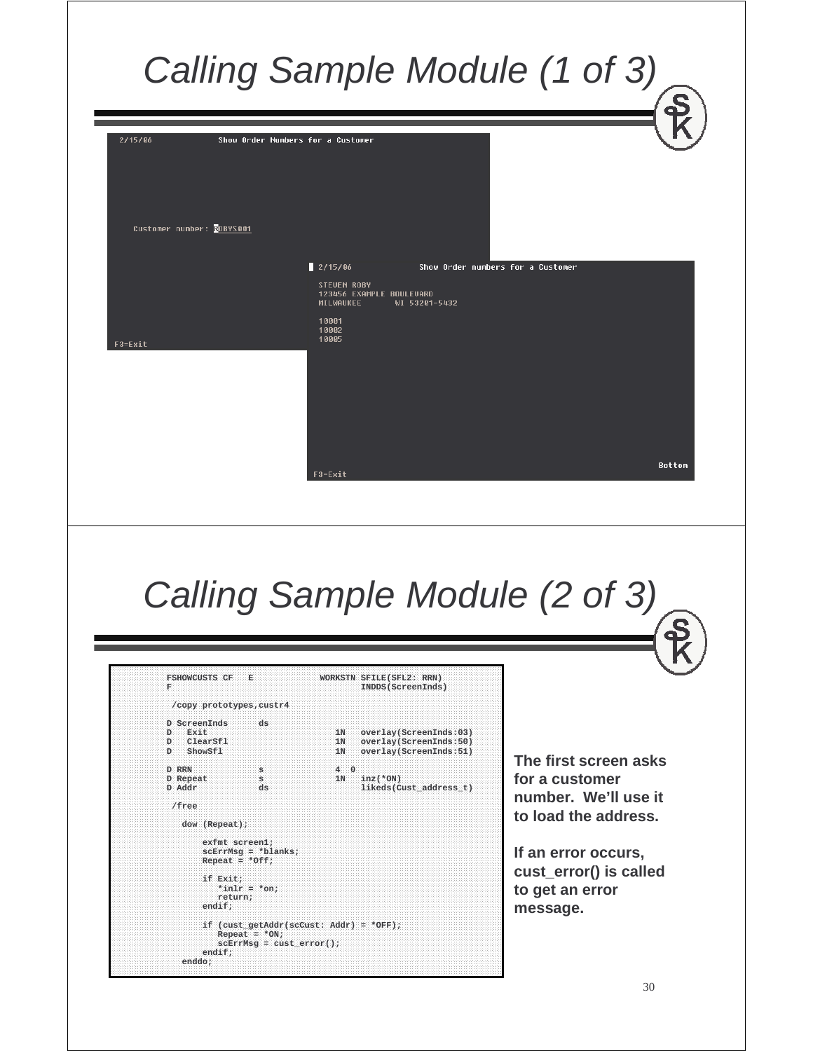# Calling Sample Module (1 of 3)

```
 2/15/06            Show Order Numbers for a Customer

    Customer number: ROBYS001

F3=Exit
```

```
 2/15/06            Show Order numbers for a Customer

  STEVEN ROBY
  123456 EXAMPLE BOULEVARD
  MILWAUKEE       WI 53201-5432

  10001
  10002
  10005

                                                        Bottom
F3=Exit
```

# Calling Sample Module (2 of 3)

```
     FSHOWCUSTS CF   E             WORKSTN SFILE(SFL2: RRN)
     F                                     INDDS(ScreenInds)

      /copy prototypes,custr4

     D ScreenInds      ds
     D   Exit                          1N   overlay(ScreenInds:03)
     D   ClearSfl                      1N   overlay(ScreenInds:50)
     D   ShowSfl                       1N   overlay(ScreenInds:51)

     D RRN             s              4  0
     D Repeat          s              1N   inz(*ON)
     D Addr            ds                  likeds(Cust_address_t)

      /free

        dow (Repeat);

            exfmt screen1;
            scErrMsg = *blanks;
            Repeat = *Off;

            if Exit;
               *inlr = *on;
               return;
            endif;

            if (cust_getAddr(scCust: Addr) = *OFF);
               Repeat = *ON;
               scErrMsg = cust_error();
            endif;
        enddo;
```

**The first screen asks for a customer number. We'll use it to load the address.**

**If an error occurs, cust_error() is called to get an error message.**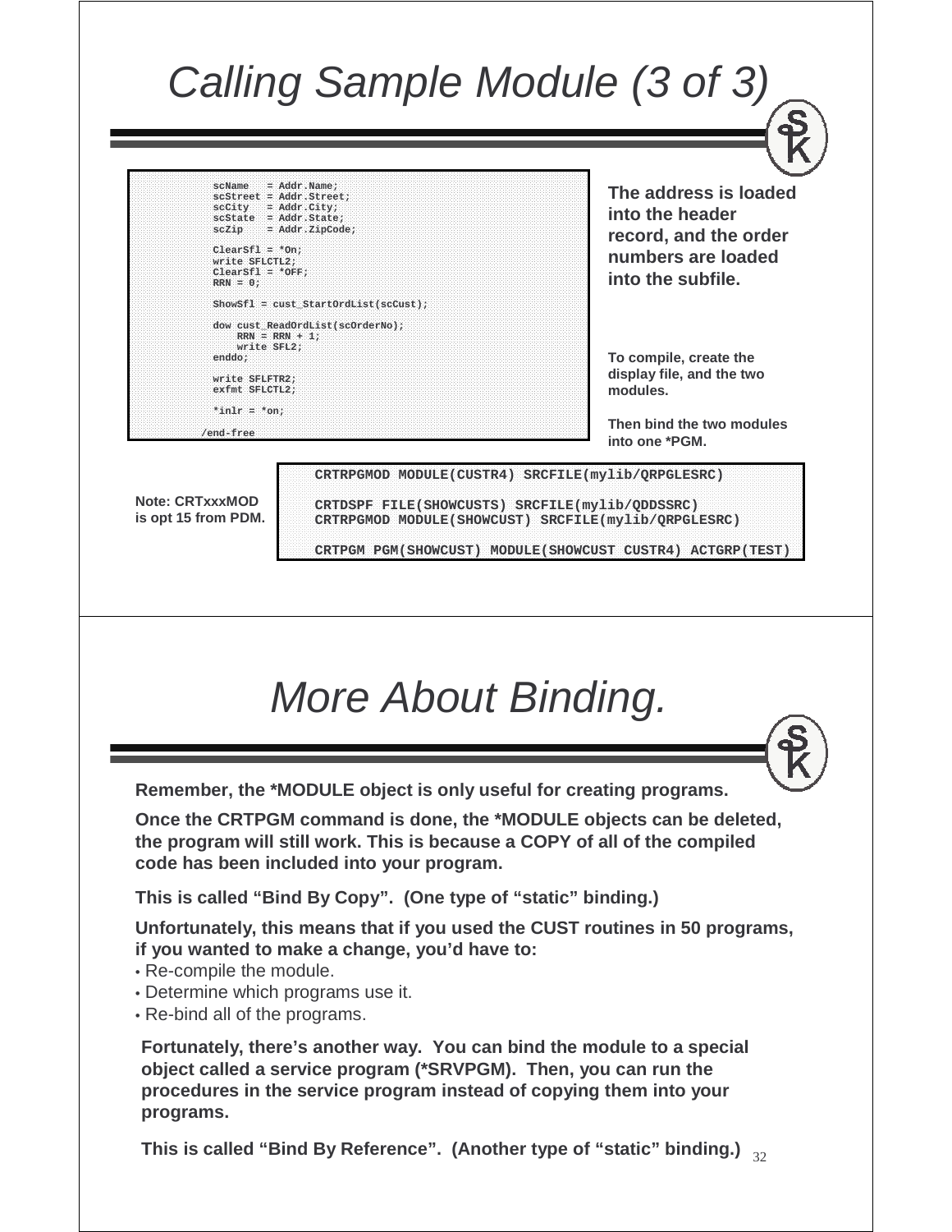# Calling Sample Module (3 of 3)

```
          scName   = Addr.Name;
          scStreet = Addr.Street;
          scCity   = Addr.City;
          scState  = Addr.State;
          scZip    = Addr.ZipCode;

          ClearSfl = *On;
          write SFLCTL2;
          ClearSfl = *OFF;
          RRN = 0;

          ShowSfl = cust_StartOrdList(scCust);

          dow cust_ReadOrdList(scOrderNo);
              RRN = RRN + 1;
              write SFL2;
          enddo;

          write SFLFTR2;
          exfmt SFLCTL2;

          *inlr = *on;

       /end-free
```

**The address is loaded into the header record, and the order numbers are loaded into the subfile.**

**To compile, create the display file, and the two modules.**

**Then bind the two modules into one *PGM.**

**Note: CRTxxxMOD is opt 15 from PDM.**

```
CRTRPGMOD MODULE(CUSTR4) SRCFILE(mylib/QRPGLESRC)

CRTDSPF FILE(SHOWCUSTS) SRCFILE(mylib/QDDSSRC)
CRTRPGMOD MODULE(SHOWCUST) SRCFILE(mylib/QRPGLESRC)

CRTPGM PGM(SHOWCUST) MODULE(SHOWCUST CUSTR4) ACTGRP(TEST)
```

# More About Binding.

**Remember, the *MODULE object is only useful for creating programs.**

**Once the CRTPGM command is done, the *MODULE objects can be deleted, the program will still work. This is because a COPY of all of the compiled code has been included into your program.**

**This is called "Bind By Copy". (One type of "static" binding.)**

**Unfortunately, this means that if you used the CUST routines in 50 programs, if you wanted to make a change, you'd have to:**

- Re-compile the module.
- Determine which programs use it.
- Re-bind all of the programs.

**Fortunately, there's another way. You can bind the module to a special object called a service program (*SRVPGM). Then, you can run the procedures in the service program instead of copying them into your programs.**

**This is called "Bind By Reference". (Another type of "static" binding.)**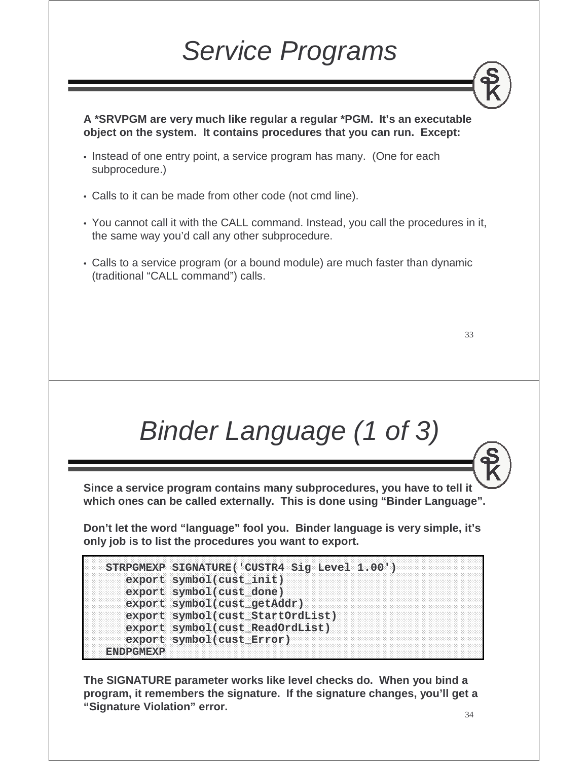# Service Programs

**A *SRVPGM are very much like regular a regular *PGM. It's an executable object on the system. It contains procedures that you can run. Except:**

- Instead of one entry point, a service program has many. (One for each subprocedure.)
- Calls to it can be made from other code (not cmd line).
- You cannot call it with the CALL command. Instead, you call the procedures in it, the same way you'd call any other subprocedure.
- Calls to a service program (or a bound module) are much faster than dynamic (traditional "CALL command") calls.

# Binder Language (1 of 3)

**Since a service program contains many subprocedures, you have to tell it which ones can be called externally. This is done using "Binder Language".**

**Don't let the word "language" fool you. Binder language is very simple, it's only job is to list the procedures you want to export.**

```
STRPGMEXP SIGNATURE('CUSTR4 Sig Level 1.00')
   export symbol(cust_init)
   export symbol(cust_done)
   export symbol(cust_getAddr)
   export symbol(cust_StartOrdList)
   export symbol(cust_ReadOrdList)
   export symbol(cust_Error)
ENDPGMEXP
```

**The SIGNATURE parameter works like level checks do. When you bind a program, it remembers the signature. If the signature changes, you'll get a "Signature Violation" error.**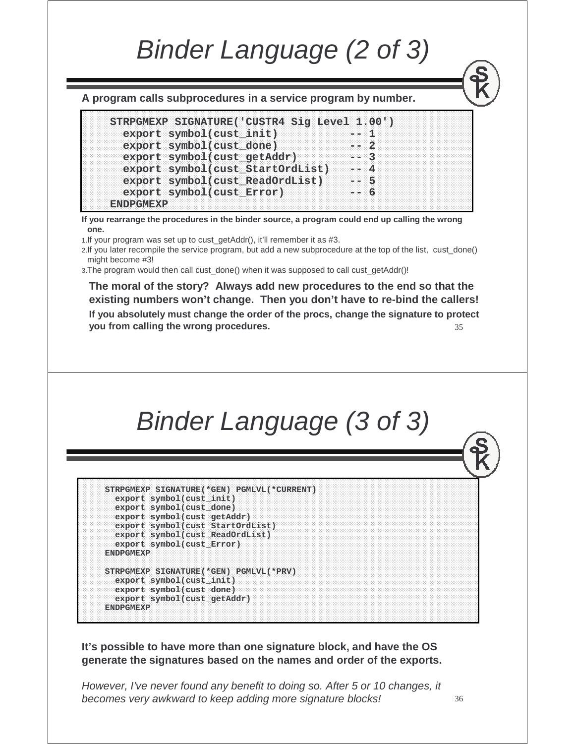# Binder Language (2 of 3)

**A program calls subprocedures in a service program by number.**

```
STRPGMEXP SIGNATURE('CUSTR4 Sig Level 1.00')
  export symbol(cust_init)          -- 1
  export symbol(cust_done)          -- 2
  export symbol(cust_getAddr)       -- 3
  export symbol(cust_StartOrdList)  -- 4
  export symbol(cust_ReadOrdList)   -- 5
  export symbol(cust_Error)         -- 6
ENDPGMEXP
```

**If you rearrange the procedures in the binder source, a program could end up calling the wrong one.**

1. If your program was set up to cust_getAddr(), it'll remember it as #3.
2. If you later recompile the service program, but add a new subprocedure at the top of the list, cust_done() might become #3!
3. The program would then call cust_done() when it was supposed to call cust_getAddr()!

**The moral of the story? Always add new procedures to the end so that the existing numbers won't change. Then you don't have to re-bind the callers!**

**If you absolutely must change the order of the procs, change the signature to protect you from calling the wrong procedures.**

# Binder Language (3 of 3)

```
STRPGMEXP SIGNATURE(*GEN) PGMLVL(*CURRENT)
  export symbol(cust_init)
  export symbol(cust_done)
  export symbol(cust_getAddr)
  export symbol(cust_StartOrdList)
  export symbol(cust_ReadOrdList)
  export symbol(cust_Error)
ENDPGMEXP

STRPGMEXP SIGNATURE(*GEN) PGMLVL(*PRV)
  export symbol(cust_init)
  export symbol(cust_done)
  export symbol(cust_getAddr)
ENDPGMEXP
```

**It's possible to have more than one signature block, and have the OS generate the signatures based on the names and order of the exports.**

*However, I've never found any benefit to doing so. After 5 or 10 changes, it becomes very awkward to keep adding more signature blocks!*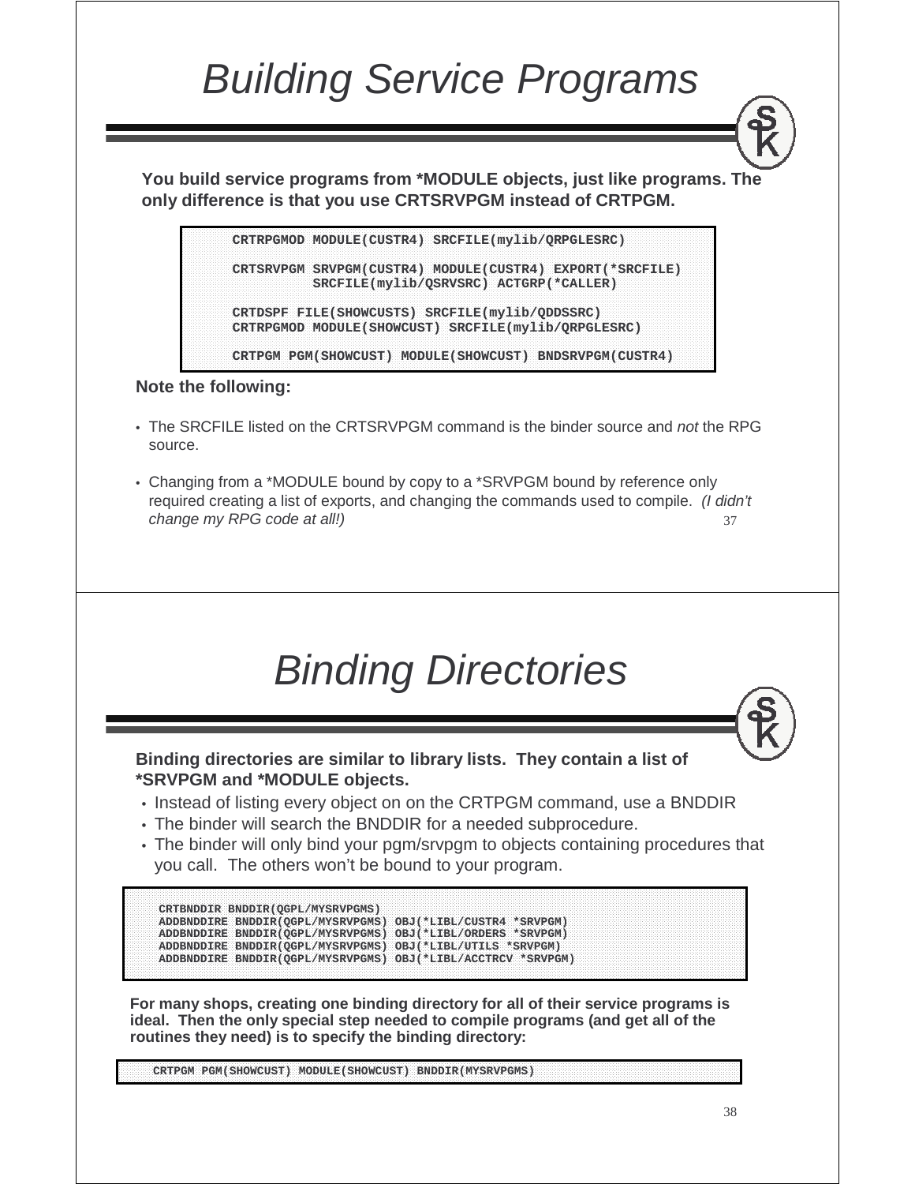# Building Service Programs

**You build service programs from *MODULE objects, just like programs. The only difference is that you use CRTSRVPGM instead of CRTPGM.**

```
CRTRPGMOD MODULE(CUSTR4) SRCFILE(mylib/QRPGLESRC)

CRTSRVPGM SRVPGM(CUSTR4) MODULE(CUSTR4) EXPORT(*SRCFILE)
          SRCFILE(mylib/QSRVSRC) ACTGRP(*CALLER)

CRTDSPF FILE(SHOWCUSTS) SRCFILE(mylib/QDDSSRC)
CRTRPGMOD MODULE(SHOWCUST) SRCFILE(mylib/QRPGLESRC)

CRTPGM PGM(SHOWCUST) MODULE(SHOWCUST) BNDSRVPGM(CUSTR4)
```

**Note the following:**

- The SRCFILE listed on the CRTSRVPGM command is the binder source and *not* the RPG source.
- Changing from a *MODULE bound by copy to a *SRVPGM bound by reference only required creating a list of exports, and changing the commands used to compile. *(I didn't change my RPG code at all!)*

# Binding Directories

**Binding directories are similar to library lists. They contain a list of *SRVPGM and *MODULE objects.**

- Instead of listing every object on on the CRTPGM command, use a BNDDIR
- The binder will search the BNDDIR for a needed subprocedure.
- The binder will only bind your pgm/srvpgm to objects containing procedures that you call. The others won't be bound to your program.

```
CRTBNDDIR BNDDIR(QGPL/MYSRVPGMS)
ADDBNDDIRE BNDDIR(QGPL/MYSRVPGMS) OBJ(*LIBL/CUSTR4 *SRVPGM)
ADDBNDDIRE BNDDIR(QGPL/MYSRVPGMS) OBJ(*LIBL/ORDERS *SRVPGM)
ADDBNDDIRE BNDDIR(QGPL/MYSRVPGMS) OBJ(*LIBL/UTILS *SRVPGM)
ADDBNDDIRE BNDDIR(QGPL/MYSRVPGMS) OBJ(*LIBL/ACCTRCV *SRVPGM)
```

**For many shops, creating one binding directory for all of their service programs is ideal. Then the only special step needed to compile programs (and get all of the routines they need) is to specify the binding directory:**

```
CRTPGM PGM(SHOWCUST) MODULE(SHOWCUST) BNDDIR(MYSRVPGMS)
```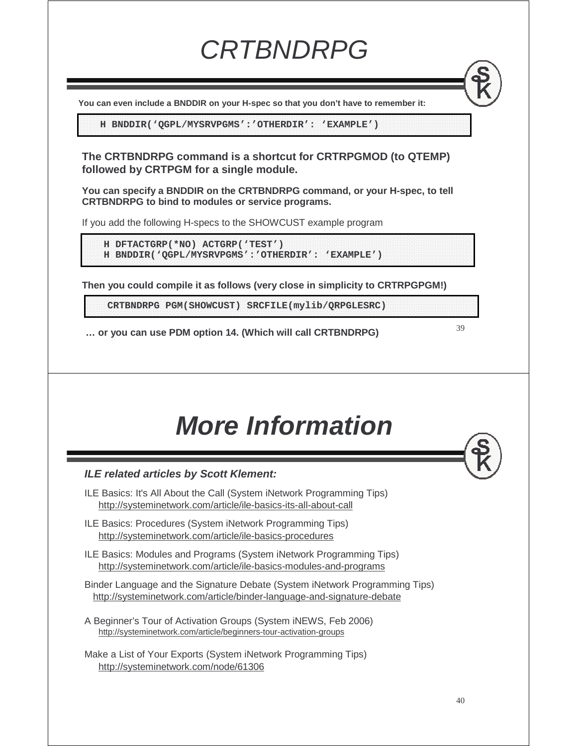# CRTBNDRPG

**You can even include a BNDDIR on your H-spec so that you don't have to remember it:**

```
H BNDDIR('QGPL/MYSRVPGMS':'OTHERDIR': 'EXAMPLE')
```

**The CRTBNDRPG command is a shortcut for CRTRPGMOD (to QTEMP) followed by CRTPGM for a single module.**

**You can specify a BNDDIR on the CRTBNDRPG command, or your H-spec, to tell CRTBNDRPG to bind to modules or service programs.**

If you add the following H-specs to the SHOWCUST example program

```
H DFTACTGRP(*NO) ACTGRP('TEST')
H BNDDIR('QGPL/MYSRVPGMS':'OTHERDIR': 'EXAMPLE')
```

**Then you could compile it as follows (very close in simplicity to CRTRPGPGM!)**

```
CRTBNDRPG PGM(SHOWCUST) SRCFILE(mylib/QRPGLESRC)
```

**… or you can use PDM option 14. (Which will call CRTBNDRPG)**

# More Information

***ILE related articles by Scott Klement:***

ILE Basics: It's All About the Call (System iNetwork Programming Tips)
http://systeminetwork.com/article/ile-basics-its-all-about-call

ILE Basics: Procedures (System iNetwork Programming Tips)
http://systeminetwork.com/article/ile-basics-procedures

ILE Basics: Modules and Programs (System iNetwork Programming Tips)
http://systeminetwork.com/article/ile-basics-modules-and-programs

Binder Language and the Signature Debate (System iNetwork Programming Tips)
http://systeminetwork.com/article/binder-language-and-signature-debate

A Beginner's Tour of Activation Groups (System iNEWS, Feb 2006)
http://systeminetwork.com/article/beginners-tour-activation-groups

Make a List of Your Exports (System iNetwork Programming Tips)
http://systeminetwork.com/node/61306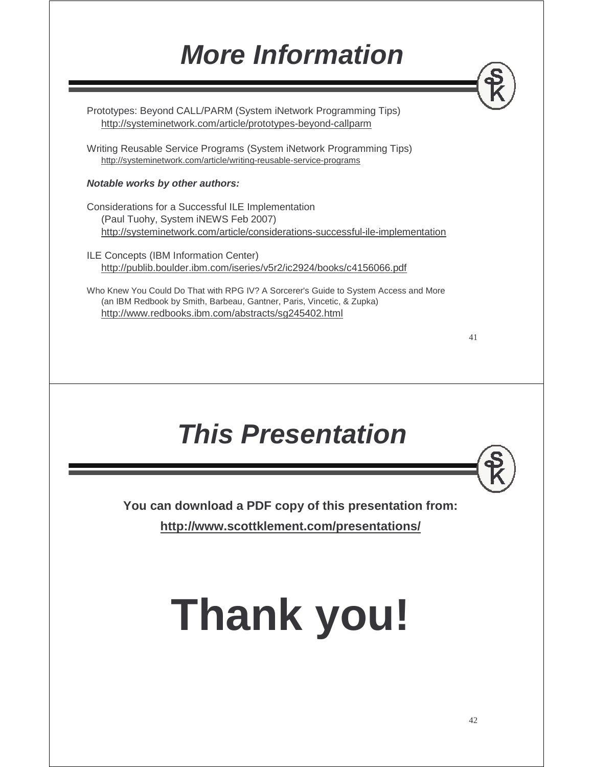# More Information

Prototypes: Beyond CALL/PARM (System iNetwork Programming Tips)
http://systeminetwork.com/article/prototypes-beyond-callparm

Writing Reusable Service Programs (System iNetwork Programming Tips)
http://systeminetwork.com/article/writing-reusable-service-programs

***Notable works by other authors:***

Considerations for a Successful ILE Implementation
(Paul Tuohy, System iNEWS Feb 2007)
http://systeminetwork.com/article/considerations-successful-ile-implementation

ILE Concepts (IBM Information Center)
http://publib.boulder.ibm.com/iseries/v5r2/ic2924/books/c4156066.pdf

Who Knew You Could Do That with RPG IV? A Sorcerer's Guide to System Access and More
(an IBM Redbook by Smith, Barbeau, Gantner, Paris, Vincetic, & Zupka)
http://www.redbooks.ibm.com/abstracts/sg245402.html

# This Presentation

**You can download a PDF copy of this presentation from:**

**http://www.scottklement.com/presentations/**

# Thank you!